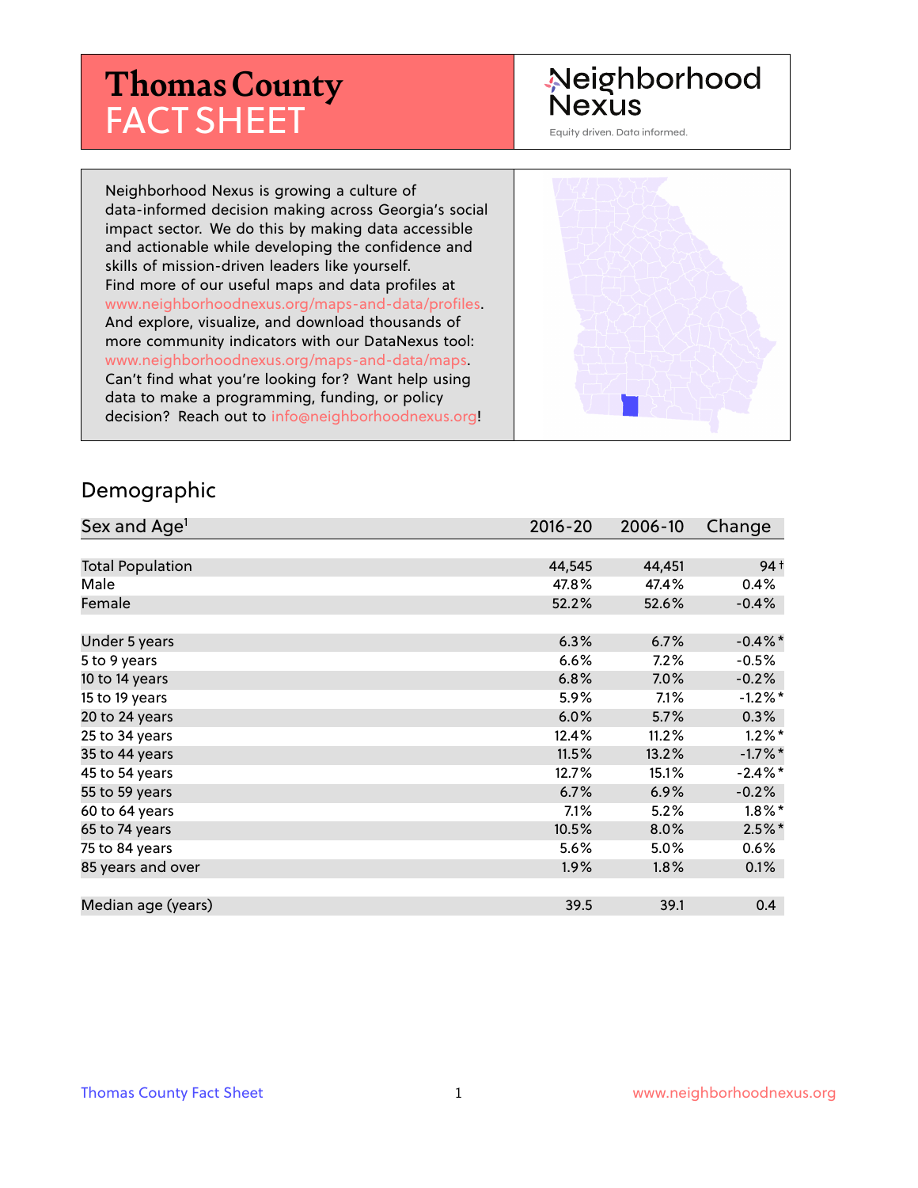# Thomas County FACT SHEET

Neighborhood Nexus

Equity driven. Data informed.

Neighborhood Nexus is growing a culture of data-informed decision making across Georgia's social impact sector. We do this by making data accessible and actionable while developing the confidence and skills of mission-driven leaders like yourself. Find more of our useful maps and data profiles at www.neighborhoodnexus.org/maps-and-data/profiles. And explore, visualize, and download thousands of more community indicators with our DataNexus tool: www.neighborhoodnexus.org/maps-and-data/maps. Can't find what you're looking for? Want help using data to make a programming, funding, or policy decision? Reach out to info@neighborhoodnexus.org!

## Demographic

| Sex and Age[1] | 2016-20 | 2006-10 | Change |
|---|---|---|---|
| Total Population | 44,545 | 44,451 | 94 † |
| Male | 47.8% | 47.4% | 0.4% |
| Female | 52.2% | 52.6% | -0.4% |
| | | | |
| Under 5 years | 6.3% | 6.7% | -0.4% * |
| 5 to 9 years | 6.6% | 7.2% | -0.5% |
| 10 to 14 years | 6.8% | 7.0% | -0.2% |
| 15 to 19 years | 5.9% | 7.1% | -1.2% * |
| 20 to 24 years | 6.0% | 5.7% | 0.3% |
| 25 to 34 years | 12.4% | 11.2% | 1.2% * |
| 35 to 44 years | 11.5% | 13.2% | -1.7% * |
| 45 to 54 years | 12.7% | 15.1% | -2.4% * |
| 55 to 59 years | 6.7% | 6.9% | -0.2% |
| 60 to 64 years | 7.1% | 5.2% | 1.8% * |
| 65 to 74 years | 10.5% | 8.0% | 2.5% * |
| 75 to 84 years | 5.6% | 5.0% | 0.6% |
| 85 years and over | 1.9% | 1.8% | 0.1% |
| | | | |
| Median age (years) | 39.5 | 39.1 | 0.4 |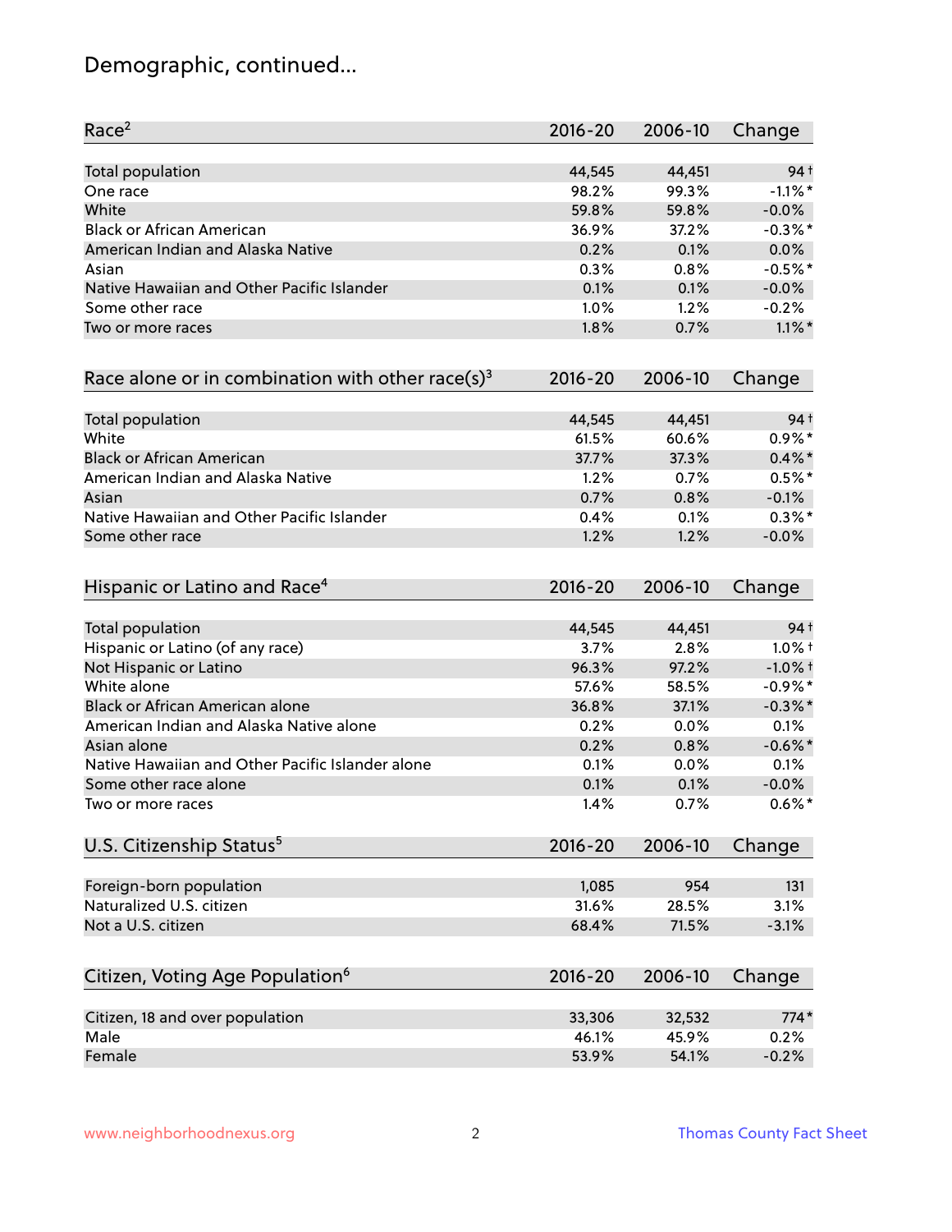# Demographic, continued...

| Race[2] | 2016-20 | 2006-10 | Change |
|---|---|---|---|
| Total population | 44,545 | 44,451 | 94 † |
| One race | 98.2% | 99.3% | -1.1% * |
| White | 59.8% | 59.8% | -0.0% |
| Black or African American | 36.9% | 37.2% | -0.3% * |
| American Indian and Alaska Native | 0.2% | 0.1% | 0.0% |
| Asian | 0.3% | 0.8% | -0.5% * |
| Native Hawaiian and Other Pacific Islander | 0.1% | 0.1% | -0.0% |
| Some other race | 1.0% | 1.2% | -0.2% |
| Two or more races | 1.8% | 0.7% | 1.1% * |

| Race alone or in combination with other race(s)[3] | 2016-20 | 2006-10 | Change |
|---|---|---|---|
| Total population | 44,545 | 44,451 | 94 † |
| White | 61.5% | 60.6% | 0.9% * |
| Black or African American | 37.7% | 37.3% | 0.4% * |
| American Indian and Alaska Native | 1.2% | 0.7% | 0.5% * |
| Asian | 0.7% | 0.8% | -0.1% |
| Native Hawaiian and Other Pacific Islander | 0.4% | 0.1% | 0.3% * |
| Some other race | 1.2% | 1.2% | -0.0% |

| Hispanic or Latino and Race[4] | 2016-20 | 2006-10 | Change |
|---|---|---|---|
| Total population | 44,545 | 44,451 | 94 † |
| Hispanic or Latino (of any race) | 3.7% | 2.8% | 1.0% † |
| Not Hispanic or Latino | 96.3% | 97.2% | -1.0% † |
| White alone | 57.6% | 58.5% | -0.9% * |
| Black or African American alone | 36.8% | 37.1% | -0.3% * |
| American Indian and Alaska Native alone | 0.2% | 0.0% | 0.1% |
| Asian alone | 0.2% | 0.8% | -0.6% * |
| Native Hawaiian and Other Pacific Islander alone | 0.1% | 0.0% | 0.1% |
| Some other race alone | 0.1% | 0.1% | -0.0% |
| Two or more races | 1.4% | 0.7% | 0.6% * |

| U.S. Citizenship Status[5] | 2016-20 | 2006-10 | Change |
|---|---|---|---|
| Foreign-born population | 1,085 | 954 | 131 |
| Naturalized U.S. citizen | 31.6% | 28.5% | 3.1% |
| Not a U.S. citizen | 68.4% | 71.5% | -3.1% |

| Citizen, Voting Age Population[6] | 2016-20 | 2006-10 | Change |
|---|---|---|---|
| Citizen, 18 and over population | 33,306 | 32,532 | 774 * |
| Male | 46.1% | 45.9% | 0.2% |
| Female | 53.9% | 54.1% | -0.2% |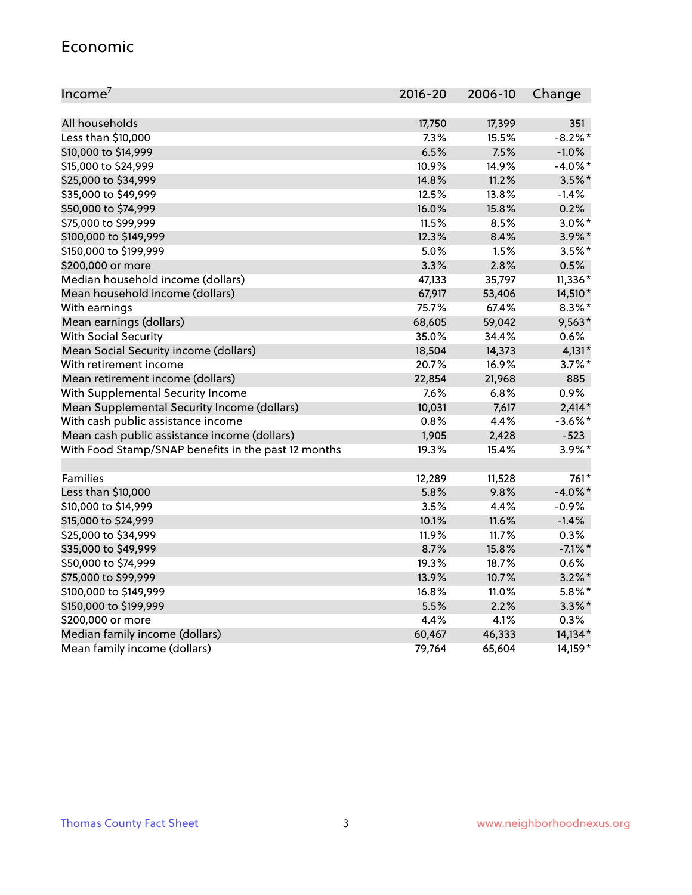## Economic

| Income[7] | 2016-20 | 2006-10 | Change |
|---|---|---|---|
| All households | 17,750 | 17,399 | 351 |
| Less than $10,000 | 7.3% | 15.5% | -8.2%* |
| $10,000 to $14,999 | 6.5% | 7.5% | -1.0% |
| $15,000 to $24,999 | 10.9% | 14.9% | -4.0%* |
| $25,000 to $34,999 | 14.8% | 11.2% | 3.5%* |
| $35,000 to $49,999 | 12.5% | 13.8% | -1.4% |
| $50,000 to $74,999 | 16.0% | 15.8% | 0.2% |
| $75,000 to $99,999 | 11.5% | 8.5% | 3.0%* |
| $100,000 to $149,999 | 12.3% | 8.4% | 3.9%* |
| $150,000 to $199,999 | 5.0% | 1.5% | 3.5%* |
| $200,000 or more | 3.3% | 2.8% | 0.5% |
| Median household income (dollars) | 47,133 | 35,797 | 11,336* |
| Mean household income (dollars) | 67,917 | 53,406 | 14,510* |
| With earnings | 75.7% | 67.4% | 8.3%* |
| Mean earnings (dollars) | 68,605 | 59,042 | 9,563* |
| With Social Security | 35.0% | 34.4% | 0.6% |
| Mean Social Security income (dollars) | 18,504 | 14,373 | 4,131* |
| With retirement income | 20.7% | 16.9% | 3.7%* |
| Mean retirement income (dollars) | 22,854 | 21,968 | 885 |
| With Supplemental Security Income | 7.6% | 6.8% | 0.9% |
| Mean Supplemental Security Income (dollars) | 10,031 | 7,617 | 2,414* |
| With cash public assistance income | 0.8% | 4.4% | -3.6%* |
| Mean cash public assistance income (dollars) | 1,905 | 2,428 | -523 |
| With Food Stamp/SNAP benefits in the past 12 months | 19.3% | 15.4% | 3.9%* |
| | | | |
| Families | 12,289 | 11,528 | 761* |
| Less than $10,000 | 5.8% | 9.8% | -4.0%* |
| $10,000 to $14,999 | 3.5% | 4.4% | -0.9% |
| $15,000 to $24,999 | 10.1% | 11.6% | -1.4% |
| $25,000 to $34,999 | 11.9% | 11.7% | 0.3% |
| $35,000 to $49,999 | 8.7% | 15.8% | -7.1%* |
| $50,000 to $74,999 | 19.3% | 18.7% | 0.6% |
| $75,000 to $99,999 | 13.9% | 10.7% | 3.2%* |
| $100,000 to $149,999 | 16.8% | 11.0% | 5.8%* |
| $150,000 to $199,999 | 5.5% | 2.2% | 3.3%* |
| $200,000 or more | 4.4% | 4.1% | 0.3% |
| Median family income (dollars) | 60,467 | 46,333 | 14,134* |
| Mean family income (dollars) | 79,764 | 65,604 | 14,159* |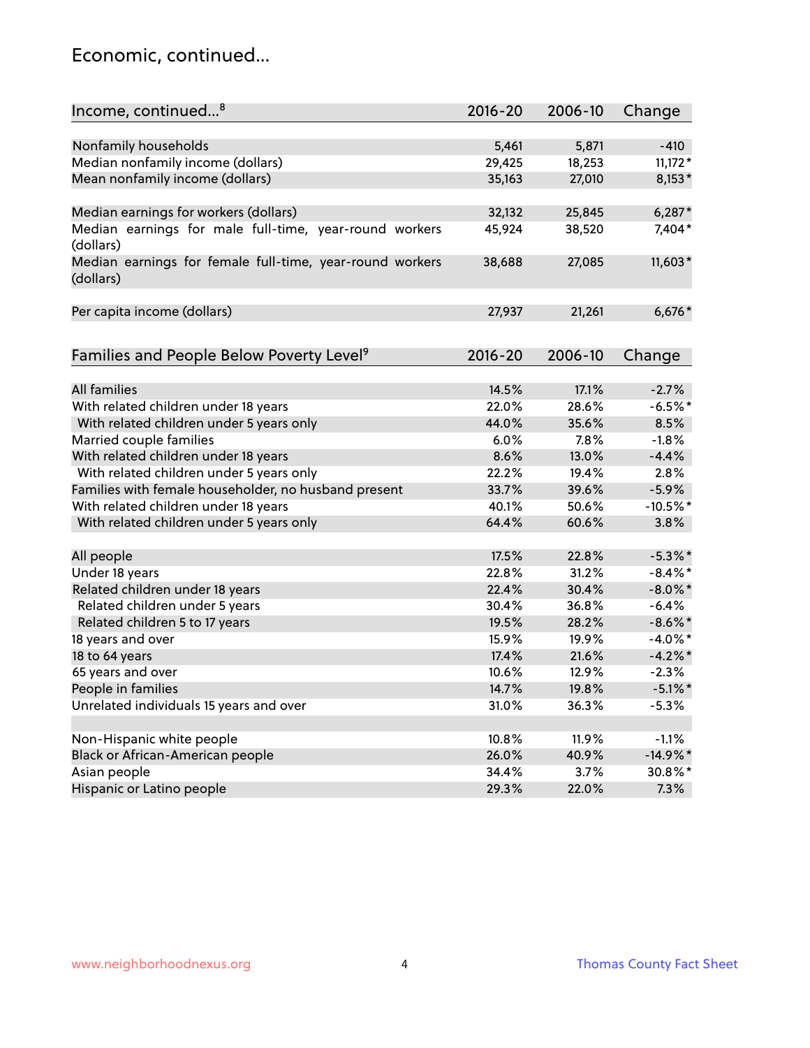## Economic, continued...

| Income, continued...[8] | 2016-20 | 2006-10 | Change |
|---|---|---|---|
| Nonfamily households | 5,461 | 5,871 | -410 |
| Median nonfamily income (dollars) | 29,425 | 18,253 | 11,172* |
| Mean nonfamily income (dollars) | 35,163 | 27,010 | 8,153* |
| Median earnings for workers (dollars) | 32,132 | 25,845 | 6,287* |
| Median earnings for male full-time, year-round workers (dollars) | 45,924 | 38,520 | 7,404* |
| Median earnings for female full-time, year-round workers (dollars) | 38,688 | 27,085 | 11,603* |
| Per capita income (dollars) | 27,937 | 21,261 | 6,676* |

| Families and People Below Poverty Level[9] | 2016-20 | 2006-10 | Change |
|---|---|---|---|
| All families | 14.5% | 17.1% | -2.7% |
| With related children under 18 years | 22.0% | 28.6% | -6.5%* |
| With related children under 5 years only | 44.0% | 35.6% | 8.5% |
| Married couple families | 6.0% | 7.8% | -1.8% |
| With related children under 18 years | 8.6% | 13.0% | -4.4% |
| With related children under 5 years only | 22.2% | 19.4% | 2.8% |
| Families with female householder, no husband present | 33.7% | 39.6% | -5.9% |
| With related children under 18 years | 40.1% | 50.6% | -10.5%* |
| With related children under 5 years only | 64.4% | 60.6% | 3.8% |
| All people | 17.5% | 22.8% | -5.3%* |
| Under 18 years | 22.8% | 31.2% | -8.4%* |
| Related children under 18 years | 22.4% | 30.4% | -8.0%* |
| Related children under 5 years | 30.4% | 36.8% | -6.4% |
| Related children 5 to 17 years | 19.5% | 28.2% | -8.6%* |
| 18 years and over | 15.9% | 19.9% | -4.0%* |
| 18 to 64 years | 17.4% | 21.6% | -4.2%* |
| 65 years and over | 10.6% | 12.9% | -2.3% |
| People in families | 14.7% | 19.8% | -5.1%* |
| Unrelated individuals 15 years and over | 31.0% | 36.3% | -5.3% |
| Non-Hispanic white people | 10.8% | 11.9% | -1.1% |
| Black or African-American people | 26.0% | 40.9% | -14.9%* |
| Asian people | 34.4% | 3.7% | 30.8%* |
| Hispanic or Latino people | 29.3% | 22.0% | 7.3% |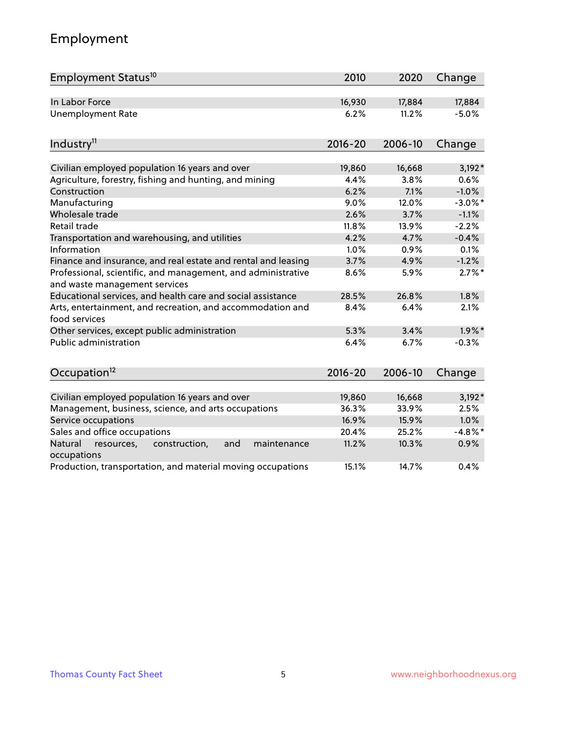# Employment

| Employment Status[10] | 2010 | 2020 | Change |
|---|---|---|---|
| In Labor Force | 16,930 | 17,884 | 17,884 |
| Unemployment Rate | 6.2% | 11.2% | -5.0% |

| Industry[11] | 2016-20 | 2006-10 | Change |
|---|---|---|---|
| Civilian employed population 16 years and over | 19,860 | 16,668 | 3,192* |
| Agriculture, forestry, fishing and hunting, and mining | 4.4% | 3.8% | 0.6% |
| Construction | 6.2% | 7.1% | -1.0% |
| Manufacturing | 9.0% | 12.0% | -3.0%* |
| Wholesale trade | 2.6% | 3.7% | -1.1% |
| Retail trade | 11.8% | 13.9% | -2.2% |
| Transportation and warehousing, and utilities | 4.2% | 4.7% | -0.4% |
| Information | 1.0% | 0.9% | 0.1% |
| Finance and insurance, and real estate and rental and leasing | 3.7% | 4.9% | -1.2% |
| Professional, scientific, and management, and administrative and waste management services | 8.6% | 5.9% | 2.7%* |
| Educational services, and health care and social assistance | 28.5% | 26.8% | 1.8% |
| Arts, entertainment, and recreation, and accommodation and food services | 8.4% | 6.4% | 2.1% |
| Other services, except public administration | 5.3% | 3.4% | 1.9%* |
| Public administration | 6.4% | 6.7% | -0.3% |

| Occupation[12] | 2016-20 | 2006-10 | Change |
|---|---|---|---|
| Civilian employed population 16 years and over | 19,860 | 16,668 | 3,192* |
| Management, business, science, and arts occupations | 36.3% | 33.9% | 2.5% |
| Service occupations | 16.9% | 15.9% | 1.0% |
| Sales and office occupations | 20.4% | 25.2% | -4.8%* |
| Natural resources, construction, and maintenance occupations | 11.2% | 10.3% | 0.9% |
| Production, transportation, and material moving occupations | 15.1% | 14.7% | 0.4% |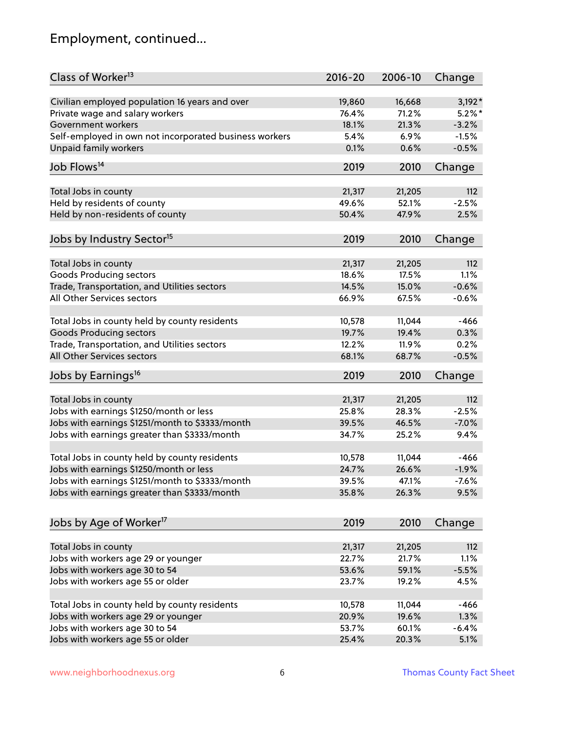# Employment, continued...

| Class of Worker[13] | 2016-20 | 2006-10 | Change |
|---|---|---|---|
| Civilian employed population 16 years and over | 19,860 | 16,668 | 3,192* |
| Private wage and salary workers | 76.4% | 71.2% | 5.2%* |
| Government workers | 18.1% | 21.3% | -3.2% |
| Self-employed in own not incorporated business workers | 5.4% | 6.9% | -1.5% |
| Unpaid family workers | 0.1% | 0.6% | -0.5% |

| Job Flows[14] | 2019 | 2010 | Change |
|---|---|---|---|
| Total Jobs in county | 21,317 | 21,205 | 112 |
| Held by residents of county | 49.6% | 52.1% | -2.5% |
| Held by non-residents of county | 50.4% | 47.9% | 2.5% |

| Jobs by Industry Sector[15] | 2019 | 2010 | Change |
|---|---|---|---|
| Total Jobs in county | 21,317 | 21,205 | 112 |
| Goods Producing sectors | 18.6% | 17.5% | 1.1% |
| Trade, Transportation, and Utilities sectors | 14.5% | 15.0% | -0.6% |
| All Other Services sectors | 66.9% | 67.5% | -0.6% |
| | | | |
| Total Jobs in county held by county residents | 10,578 | 11,044 | -466 |
| Goods Producing sectors | 19.7% | 19.4% | 0.3% |
| Trade, Transportation, and Utilities sectors | 12.2% | 11.9% | 0.2% |
| All Other Services sectors | 68.1% | 68.7% | -0.5% |

| Jobs by Earnings[16] | 2019 | 2010 | Change |
|---|---|---|---|
| Total Jobs in county | 21,317 | 21,205 | 112 |
| Jobs with earnings $1250/month or less | 25.8% | 28.3% | -2.5% |
| Jobs with earnings $1251/month to $3333/month | 39.5% | 46.5% | -7.0% |
| Jobs with earnings greater than $3333/month | 34.7% | 25.2% | 9.4% |
| | | | |
| Total Jobs in county held by county residents | 10,578 | 11,044 | -466 |
| Jobs with earnings $1250/month or less | 24.7% | 26.6% | -1.9% |
| Jobs with earnings $1251/month to $3333/month | 39.5% | 47.1% | -7.6% |
| Jobs with earnings greater than $3333/month | 35.8% | 26.3% | 9.5% |

| Jobs by Age of Worker[17] | 2019 | 2010 | Change |
|---|---|---|---|
| Total Jobs in county | 21,317 | 21,205 | 112 |
| Jobs with workers age 29 or younger | 22.7% | 21.7% | 1.1% |
| Jobs with workers age 30 to 54 | 53.6% | 59.1% | -5.5% |
| Jobs with workers age 55 or older | 23.7% | 19.2% | 4.5% |
| | | | |
| Total Jobs in county held by county residents | 10,578 | 11,044 | -466 |
| Jobs with workers age 29 or younger | 20.9% | 19.6% | 1.3% |
| Jobs with workers age 30 to 54 | 53.7% | 60.1% | -6.4% |
| Jobs with workers age 55 or older | 25.4% | 20.3% | 5.1% |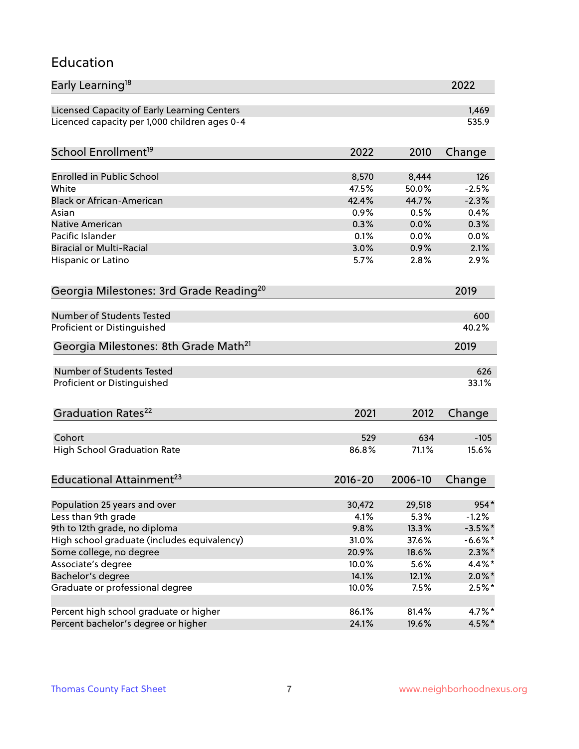# Education

| Early Learning[18] | 2022 |
|---|---|
| Licensed Capacity of Early Learning Centers | 1,469 |
| Licenced capacity per 1,000 children ages 0-4 | 535.9 |

| School Enrollment[19] | 2022 | 2010 | Change |
|---|---|---|---|
| Enrolled in Public School | 8,570 | 8,444 | 126 |
| White | 47.5% | 50.0% | -2.5% |
| Black or African-American | 42.4% | 44.7% | -2.3% |
| Asian | 0.9% | 0.5% | 0.4% |
| Native American | 0.3% | 0.0% | 0.3% |
| Pacific Islander | 0.1% | 0.0% | 0.0% |
| Biracial or Multi-Racial | 3.0% | 0.9% | 2.1% |
| Hispanic or Latino | 5.7% | 2.8% | 2.9% |

| Georgia Milestones: 3rd Grade Reading[20] | 2019 |
|---|---|
| Number of Students Tested | 600 |
| Proficient or Distinguished | 40.2% |

| Georgia Milestones: 8th Grade Math[21] | 2019 |
|---|---|
| Number of Students Tested | 626 |
| Proficient or Distinguished | 33.1% |

| Graduation Rates[22] | 2021 | 2012 | Change |
|---|---|---|---|
| Cohort | 529 | 634 | -105 |
| High School Graduation Rate | 86.8% | 71.1% | 15.6% |

| Educational Attainment[23] | 2016-20 | 2006-10 | Change |
|---|---|---|---|
| Population 25 years and over | 30,472 | 29,518 | 954* |
| Less than 9th grade | 4.1% | 5.3% | -1.2% |
| 9th to 12th grade, no diploma | 9.8% | 13.3% | -3.5%* |
| High school graduate (includes equivalency) | 31.0% | 37.6% | -6.6%* |
| Some college, no degree | 20.9% | 18.6% | 2.3%* |
| Associate's degree | 10.0% | 5.6% | 4.4%* |
| Bachelor's degree | 14.1% | 12.1% | 2.0%* |
| Graduate or professional degree | 10.0% | 7.5% | 2.5%* |
| | | | |
| Percent high school graduate or higher | 86.1% | 81.4% | 4.7%* |
| Percent bachelor's degree or higher | 24.1% | 19.6% | 4.5%* |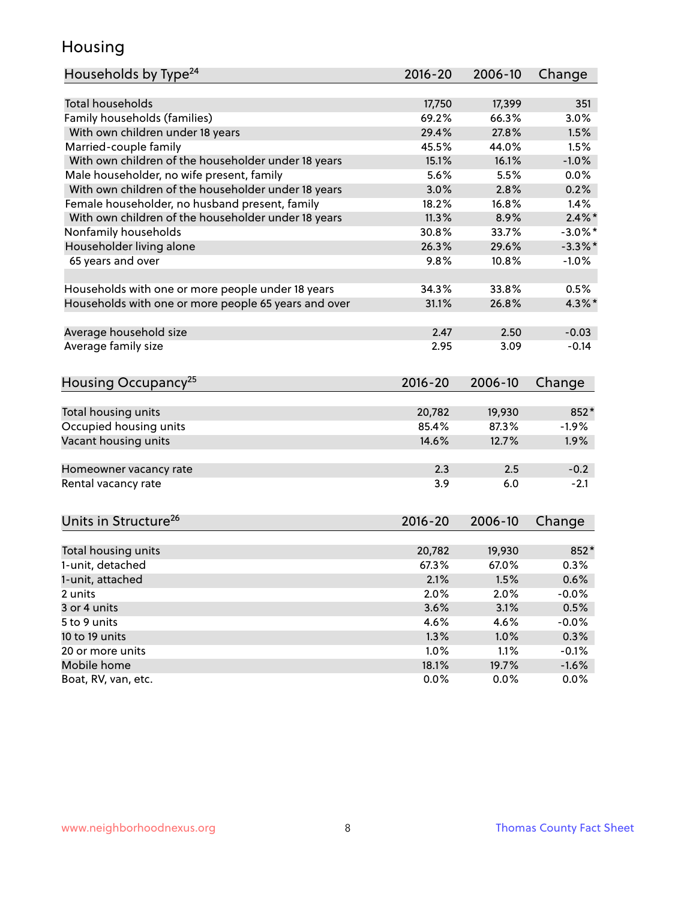# Housing

| Households by Type[24] | 2016-20 | 2006-10 | Change |
|---|---|---|---|
| Total households | 17,750 | 17,399 | 351 |
| Family households (families) | 69.2% | 66.3% | 3.0% |
| With own children under 18 years | 29.4% | 27.8% | 1.5% |
| Married-couple family | 45.5% | 44.0% | 1.5% |
| With own children of the householder under 18 years | 15.1% | 16.1% | -1.0% |
| Male householder, no wife present, family | 5.6% | 5.5% | 0.0% |
| With own children of the householder under 18 years | 3.0% | 2.8% | 0.2% |
| Female householder, no husband present, family | 18.2% | 16.8% | 1.4% |
| With own children of the householder under 18 years | 11.3% | 8.9% | 2.4%* |
| Nonfamily households | 30.8% | 33.7% | -3.0%* |
| Householder living alone | 26.3% | 29.6% | -3.3%* |
| 65 years and over | 9.8% | 10.8% | -1.0% |
| Households with one or more people under 18 years | 34.3% | 33.8% | 0.5% |
| Households with one or more people 65 years and over | 31.1% | 26.8% | 4.3%* |
| Average household size | 2.47 | 2.50 | -0.03 |
| Average family size | 2.95 | 3.09 | -0.14 |

| Housing Occupancy[25] | 2016-20 | 2006-10 | Change |
|---|---|---|---|
| Total housing units | 20,782 | 19,930 | 852* |
| Occupied housing units | 85.4% | 87.3% | -1.9% |
| Vacant housing units | 14.6% | 12.7% | 1.9% |
| Homeowner vacancy rate | 2.3 | 2.5 | -0.2 |
| Rental vacancy rate | 3.9 | 6.0 | -2.1 |

| Units in Structure[26] | 2016-20 | 2006-10 | Change |
|---|---|---|---|
| Total housing units | 20,782 | 19,930 | 852* |
| 1-unit, detached | 67.3% | 67.0% | 0.3% |
| 1-unit, attached | 2.1% | 1.5% | 0.6% |
| 2 units | 2.0% | 2.0% | -0.0% |
| 3 or 4 units | 3.6% | 3.1% | 0.5% |
| 5 to 9 units | 4.6% | 4.6% | -0.0% |
| 10 to 19 units | 1.3% | 1.0% | 0.3% |
| 20 or more units | 1.0% | 1.1% | -0.1% |
| Mobile home | 18.1% | 19.7% | -1.6% |
| Boat, RV, van, etc. | 0.0% | 0.0% | 0.0% |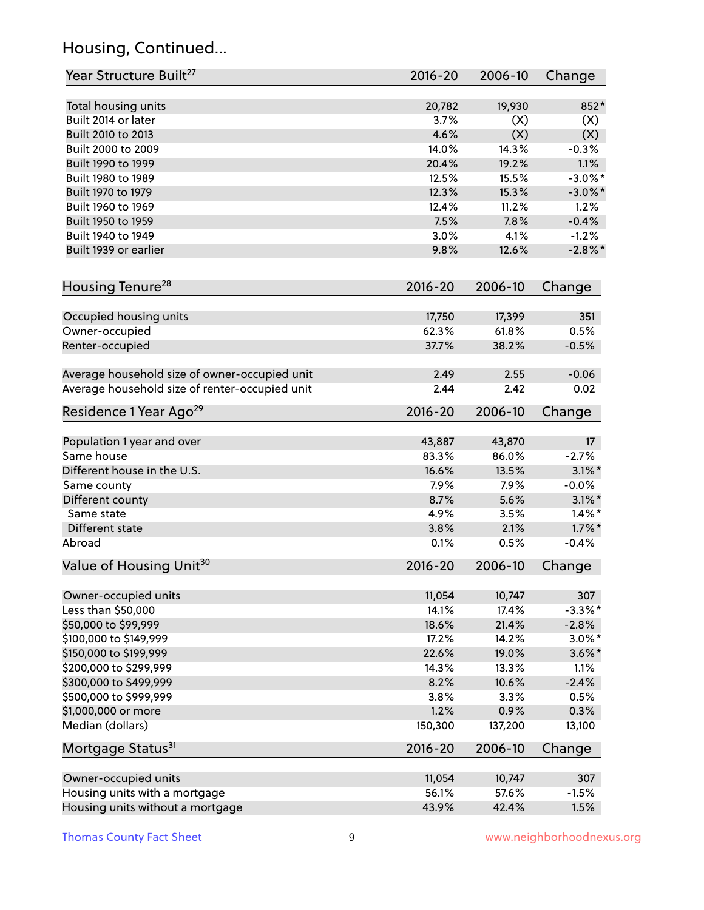## Housing, Continued...

| Year Structure Built[27] | 2016-20 | 2006-10 | Change |
|---|---|---|---|
| Total housing units | 20,782 | 19,930 | 852* |
| Built 2014 or later | 3.7% | (X) | (X) |
| Built 2010 to 2013 | 4.6% | (X) | (X) |
| Built 2000 to 2009 | 14.0% | 14.3% | -0.3% |
| Built 1990 to 1999 | 20.4% | 19.2% | 1.1% |
| Built 1980 to 1989 | 12.5% | 15.5% | -3.0%* |
| Built 1970 to 1979 | 12.3% | 15.3% | -3.0%* |
| Built 1960 to 1969 | 12.4% | 11.2% | 1.2% |
| Built 1950 to 1959 | 7.5% | 7.8% | -0.4% |
| Built 1940 to 1949 | 3.0% | 4.1% | -1.2% |
| Built 1939 or earlier | 9.8% | 12.6% | -2.8%* |

| Housing Tenure[28] | 2016-20 | 2006-10 | Change |
|---|---|---|---|
| Occupied housing units | 17,750 | 17,399 | 351 |
| Owner-occupied | 62.3% | 61.8% | 0.5% |
| Renter-occupied | 37.7% | 38.2% | -0.5% |
| Average household size of owner-occupied unit | 2.49 | 2.55 | -0.06 |
| Average household size of renter-occupied unit | 2.44 | 2.42 | 0.02 |

| Residence 1 Year Ago[29] | 2016-20 | 2006-10 | Change |
|---|---|---|---|
| Population 1 year and over | 43,887 | 43,870 | 17 |
| Same house | 83.3% | 86.0% | -2.7% |
| Different house in the U.S. | 16.6% | 13.5% | 3.1%* |
| Same county | 7.9% | 7.9% | -0.0% |
| Different county | 8.7% | 5.6% | 3.1%* |
| Same state | 4.9% | 3.5% | 1.4%* |
| Different state | 3.8% | 2.1% | 1.7%* |
| Abroad | 0.1% | 0.5% | -0.4% |

| Value of Housing Unit[30] | 2016-20 | 2006-10 | Change |
|---|---|---|---|
| Owner-occupied units | 11,054 | 10,747 | 307 |
| Less than $50,000 | 14.1% | 17.4% | -3.3%* |
| $50,000 to $99,999 | 18.6% | 21.4% | -2.8% |
| $100,000 to $149,999 | 17.2% | 14.2% | 3.0%* |
| $150,000 to $199,999 | 22.6% | 19.0% | 3.6%* |
| $200,000 to $299,999 | 14.3% | 13.3% | 1.1% |
| $300,000 to $499,999 | 8.2% | 10.6% | -2.4% |
| $500,000 to $999,999 | 3.8% | 3.3% | 0.5% |
| $1,000,000 or more | 1.2% | 0.9% | 0.3% |
| Median (dollars) | 150,300 | 137,200 | 13,100 |

| Mortgage Status[31] | 2016-20 | 2006-10 | Change |
|---|---|---|---|
| Owner-occupied units | 11,054 | 10,747 | 307 |
| Housing units with a mortgage | 56.1% | 57.6% | -1.5% |
| Housing units without a mortgage | 43.9% | 42.4% | 1.5% |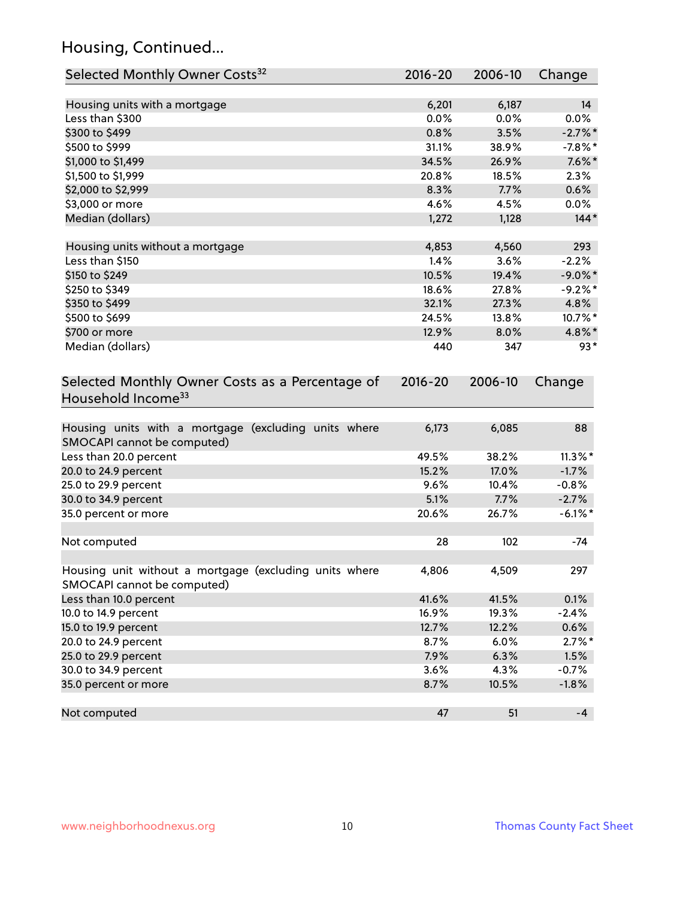## Housing, Continued...

| Selected Monthly Owner Costs[32] | 2016-20 | 2006-10 | Change |
|---|---|---|---|
| Housing units with a mortgage | 6,201 | 6,187 | 14 |
| Less than $300 | 0.0% | 0.0% | 0.0% |
| $300 to $499 | 0.8% | 3.5% | -2.7%* |
| $500 to $999 | 31.1% | 38.9% | -7.8%* |
| $1,000 to $1,499 | 34.5% | 26.9% | 7.6%* |
| $1,500 to $1,999 | 20.8% | 18.5% | 2.3% |
| $2,000 to $2,999 | 8.3% | 7.7% | 0.6% |
| $3,000 or more | 4.6% | 4.5% | 0.0% |
| Median (dollars) | 1,272 | 1,128 | 144* |
| | | | |
| Housing units without a mortgage | 4,853 | 4,560 | 293 |
| Less than $150 | 1.4% | 3.6% | -2.2% |
| $150 to $249 | 10.5% | 19.4% | -9.0%* |
| $250 to $349 | 18.6% | 27.8% | -9.2%* |
| $350 to $499 | 32.1% | 27.3% | 4.8% |
| $500 to $699 | 24.5% | 13.8% | 10.7%* |
| $700 or more | 12.9% | 8.0% | 4.8%* |
| Median (dollars) | 440 | 347 | 93* |

| Selected Monthly Owner Costs as a Percentage of Household Income[33] | 2016-20 | 2006-10 | Change |
|---|---|---|---|
| Housing units with a mortgage (excluding units where SMOCAPI cannot be computed) | 6,173 | 6,085 | 88 |
| Less than 20.0 percent | 49.5% | 38.2% | 11.3%* |
| 20.0 to 24.9 percent | 15.2% | 17.0% | -1.7% |
| 25.0 to 29.9 percent | 9.6% | 10.4% | -0.8% |
| 30.0 to 34.9 percent | 5.1% | 7.7% | -2.7% |
| 35.0 percent or more | 20.6% | 26.7% | -6.1%* |
| | | | |
| Not computed | 28 | 102 | -74 |
| | | | |
| Housing unit without a mortgage (excluding units where SMOCAPI cannot be computed) | 4,806 | 4,509 | 297 |
| Less than 10.0 percent | 41.6% | 41.5% | 0.1% |
| 10.0 to 14.9 percent | 16.9% | 19.3% | -2.4% |
| 15.0 to 19.9 percent | 12.7% | 12.2% | 0.6% |
| 20.0 to 24.9 percent | 8.7% | 6.0% | 2.7%* |
| 25.0 to 29.9 percent | 7.9% | 6.3% | 1.5% |
| 30.0 to 34.9 percent | 3.6% | 4.3% | -0.7% |
| 35.0 percent or more | 8.7% | 10.5% | -1.8% |
| | | | |
| Not computed | 47 | 51 | -4 |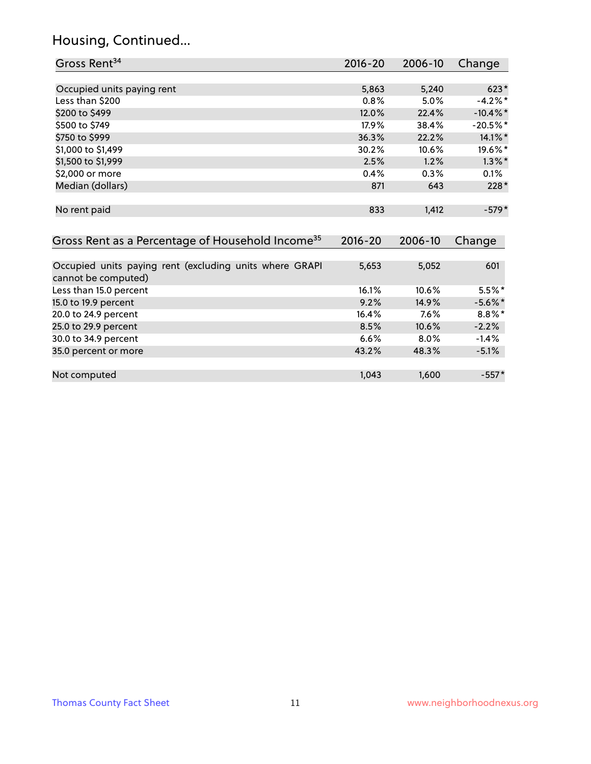## Housing, Continued...

| Gross Rent[34] | 2016-20 | 2006-10 | Change |
|---|---|---|---|
| Occupied units paying rent | 5,863 | 5,240 | 623* |
| Less than $200 | 0.8% | 5.0% | -4.2%* |
| $200 to $499 | 12.0% | 22.4% | -10.4%* |
| $500 to $749 | 17.9% | 38.4% | -20.5%* |
| $750 to $999 | 36.3% | 22.2% | 14.1%* |
| $1,000 to $1,499 | 30.2% | 10.6% | 19.6%* |
| $1,500 to $1,999 | 2.5% | 1.2% | 1.3%* |
| $2,000 or more | 0.4% | 0.3% | 0.1% |
| Median (dollars) | 871 | 643 | 228* |
| No rent paid | 833 | 1,412 | -579* |

| Gross Rent as a Percentage of Household Income[35] | 2016-20 | 2006-10 | Change |
|---|---|---|---|
| Occupied units paying rent (excluding units where GRAPI cannot be computed) | 5,653 | 5,052 | 601 |
| Less than 15.0 percent | 16.1% | 10.6% | 5.5%* |
| 15.0 to 19.9 percent | 9.2% | 14.9% | -5.6%* |
| 20.0 to 24.9 percent | 16.4% | 7.6% | 8.8%* |
| 25.0 to 29.9 percent | 8.5% | 10.6% | -2.2% |
| 30.0 to 34.9 percent | 6.6% | 8.0% | -1.4% |
| 35.0 percent or more | 43.2% | 48.3% | -5.1% |
| Not computed | 1,043 | 1,600 | -557* |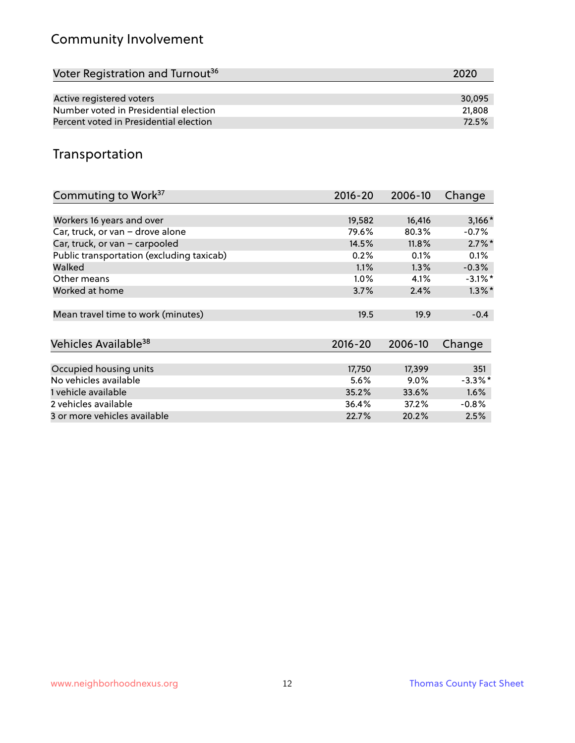## Community Involvement

| Voter Registration and Turnout[36] | 2020 |
|---|---|
| Active registered voters | 30,095 |
| Number voted in Presidential election | 21,808 |
| Percent voted in Presidential election | 72.5% |

## Transportation

| Commuting to Work[37] | 2016-20 | 2006-10 | Change |
|---|---|---|---|
| Workers 16 years and over | 19,582 | 16,416 | 3,166* |
| Car, truck, or van – drove alone | 79.6% | 80.3% | -0.7% |
| Car, truck, or van – carpooled | 14.5% | 11.8% | 2.7%* |
| Public transportation (excluding taxicab) | 0.2% | 0.1% | 0.1% |
| Walked | 1.1% | 1.3% | -0.3% |
| Other means | 1.0% | 4.1% | -3.1%* |
| Worked at home | 3.7% | 2.4% | 1.3%* |
| Mean travel time to work (minutes) | 19.5 | 19.9 | -0.4 |

| Vehicles Available[38] | 2016-20 | 2006-10 | Change |
|---|---|---|---|
| Occupied housing units | 17,750 | 17,399 | 351 |
| No vehicles available | 5.6% | 9.0% | -3.3%* |
| 1 vehicle available | 35.2% | 33.6% | 1.6% |
| 2 vehicles available | 36.4% | 37.2% | -0.8% |
| 3 or more vehicles available | 22.7% | 20.2% | 2.5% |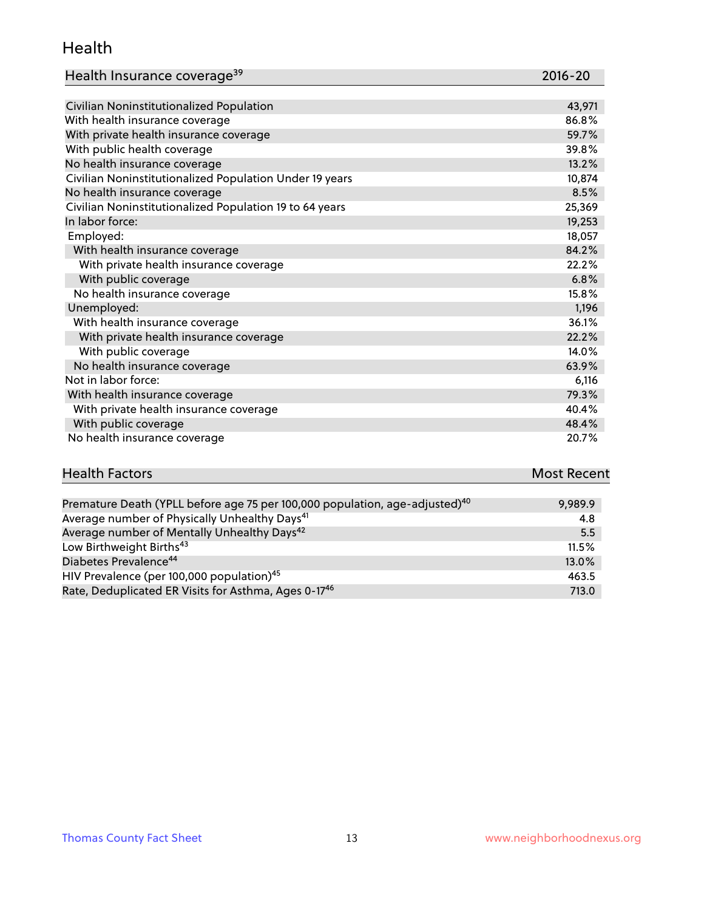## Health

| Health Insurance coverage[39] | 2016-20 |
|---|---|
| Civilian Noninstitutionalized Population | 43,971 |
| With health insurance coverage | 86.8% |
| With private health insurance coverage | 59.7% |
| With public health coverage | 39.8% |
| No health insurance coverage | 13.2% |
| Civilian Noninstitutionalized Population Under 19 years | 10,874 |
| No health insurance coverage | 8.5% |
| Civilian Noninstitutionalized Population 19 to 64 years | 25,369 |
| In labor force: | 19,253 |
| Employed: | 18,057 |
| With health insurance coverage | 84.2% |
| With private health insurance coverage | 22.2% |
| With public coverage | 6.8% |
| No health insurance coverage | 15.8% |
| Unemployed: | 1,196 |
| With health insurance coverage | 36.1% |
| With private health insurance coverage | 22.2% |
| With public coverage | 14.0% |
| No health insurance coverage | 63.9% |
| Not in labor force: | 6,116 |
| With health insurance coverage | 79.3% |
| With private health insurance coverage | 40.4% |
| With public coverage | 48.4% |
| No health insurance coverage | 20.7% |

| Health Factors | Most Recent |
|---|---|
| Premature Death (YPLL before age 75 per 100,000 population, age-adjusted)[40] | 9,989.9 |
| Average number of Physically Unhealthy Days[41] | 4.8 |
| Average number of Mentally Unhealthy Days[42] | 5.5 |
| Low Birthweight Births[43] | 11.5% |
| Diabetes Prevalence[44] | 13.0% |
| HIV Prevalence (per 100,000 population)[45] | 463.5 |
| Rate, Deduplicated ER Visits for Asthma, Ages 0-17[46] | 713.0 |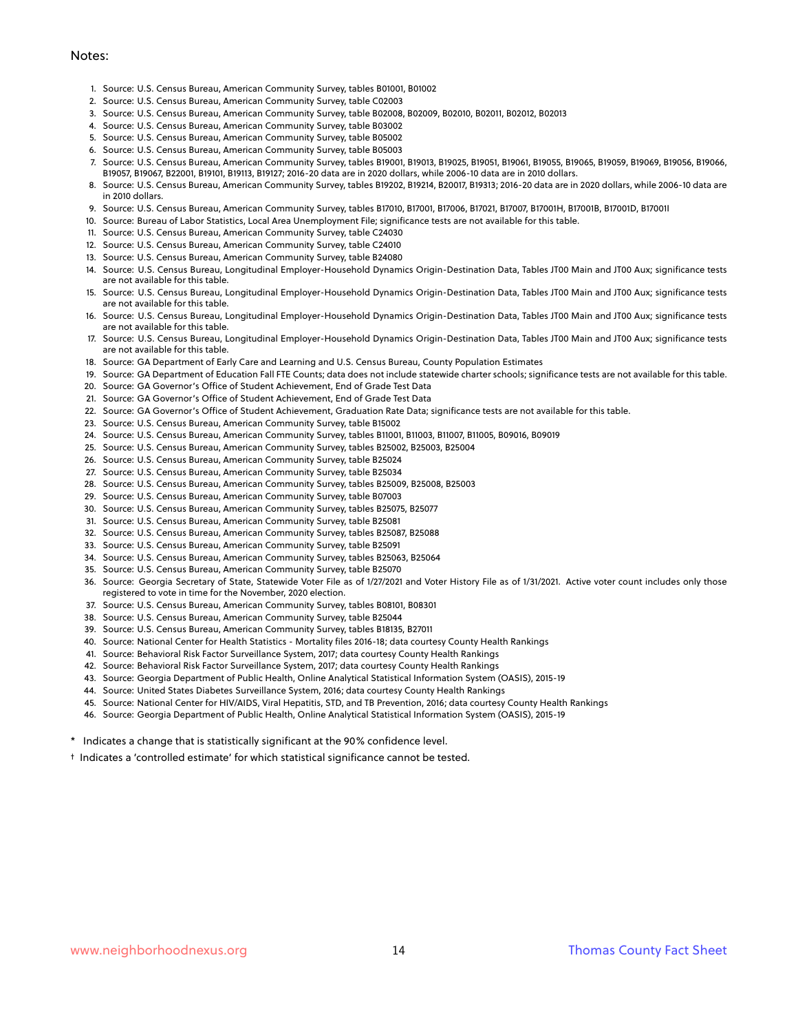Notes:

1. Source: U.S. Census Bureau, American Community Survey, tables B01001, B01002
2. Source: U.S. Census Bureau, American Community Survey, table C02003
3. Source: U.S. Census Bureau, American Community Survey, table B02008, B02009, B02010, B02011, B02012, B02013
4. Source: U.S. Census Bureau, American Community Survey, table B03002
5. Source: U.S. Census Bureau, American Community Survey, table B05002
6. Source: U.S. Census Bureau, American Community Survey, table B05003
7. Source: U.S. Census Bureau, American Community Survey, tables B19001, B19013, B19025, B19051, B19061, B19055, B19065, B19059, B19069, B19056, B19066, B19057, B19067, B22001, B19101, B19113, B19127; 2016-20 data are in 2020 dollars, while 2006-10 data are in 2010 dollars.
8. Source: U.S. Census Bureau, American Community Survey, tables B19202, B19214, B20017, B19313; 2016-20 data are in 2020 dollars, while 2006-10 data are in 2010 dollars.
9. Source: U.S. Census Bureau, American Community Survey, tables B17010, B17001, B17006, B17021, B17007, B17001H, B17001B, B17001D, B17001I
10. Source: Bureau of Labor Statistics, Local Area Unemployment File; significance tests are not available for this table.
11. Source: U.S. Census Bureau, American Community Survey, table C24030
12. Source: U.S. Census Bureau, American Community Survey, table C24010
13. Source: U.S. Census Bureau, American Community Survey, table B24080
14. Source: U.S. Census Bureau, Longitudinal Employer-Household Dynamics Origin-Destination Data, Tables JT00 Main and JT00 Aux; significance tests are not available for this table.
15. Source: U.S. Census Bureau, Longitudinal Employer-Household Dynamics Origin-Destination Data, Tables JT00 Main and JT00 Aux; significance tests are not available for this table.
16. Source: U.S. Census Bureau, Longitudinal Employer-Household Dynamics Origin-Destination Data, Tables JT00 Main and JT00 Aux; significance tests are not available for this table.
17. Source: U.S. Census Bureau, Longitudinal Employer-Household Dynamics Origin-Destination Data, Tables JT00 Main and JT00 Aux; significance tests are not available for this table.
18. Source: GA Department of Early Care and Learning and U.S. Census Bureau, County Population Estimates
19. Source: GA Department of Education Fall FTE Counts; data does not include statewide charter schools; significance tests are not available for this table.
20. Source: GA Governor's Office of Student Achievement, End of Grade Test Data
21. Source: GA Governor's Office of Student Achievement, End of Grade Test Data
22. Source: GA Governor's Office of Student Achievement, Graduation Rate Data; significance tests are not available for this table.
23. Source: U.S. Census Bureau, American Community Survey, table B15002
24. Source: U.S. Census Bureau, American Community Survey, tables B11001, B11003, B11007, B11005, B09016, B09019
25. Source: U.S. Census Bureau, American Community Survey, tables B25002, B25003, B25004
26. Source: U.S. Census Bureau, American Community Survey, table B25024
27. Source: U.S. Census Bureau, American Community Survey, table B25034
28. Source: U.S. Census Bureau, American Community Survey, tables B25009, B25008, B25003
29. Source: U.S. Census Bureau, American Community Survey, table B07003
30. Source: U.S. Census Bureau, American Community Survey, tables B25075, B25077
31. Source: U.S. Census Bureau, American Community Survey, table B25081
32. Source: U.S. Census Bureau, American Community Survey, tables B25087, B25088
33. Source: U.S. Census Bureau, American Community Survey, table B25091
34. Source: U.S. Census Bureau, American Community Survey, tables B25063, B25064
35. Source: U.S. Census Bureau, American Community Survey, table B25070
36. Source: Georgia Secretary of State, Statewide Voter File as of 1/27/2021 and Voter History File as of 1/31/2021. Active voter count includes only those registered to vote in time for the November, 2020 election.
37. Source: U.S. Census Bureau, American Community Survey, tables B08101, B08301
38. Source: U.S. Census Bureau, American Community Survey, table B25044
39. Source: U.S. Census Bureau, American Community Survey, tables B18135, B27011
40. Source: National Center for Health Statistics - Mortality files 2016-18; data courtesy County Health Rankings
41. Source: Behavioral Risk Factor Surveillance System, 2017; data courtesy County Health Rankings
42. Source: Behavioral Risk Factor Surveillance System, 2017; data courtesy County Health Rankings
43. Source: Georgia Department of Public Health, Online Analytical Statistical Information System (OASIS), 2015-19
44. Source: United States Diabetes Surveillance System, 2016; data courtesy County Health Rankings
45. Source: National Center for HIV/AIDS, Viral Hepatitis, STD, and TB Prevention, 2016; data courtesy County Health Rankings
46. Source: Georgia Department of Public Health, Online Analytical Statistical Information System (OASIS), 2015-19

\* Indicates a change that is statistically significant at the 90% confidence level.

† Indicates a 'controlled estimate' for which statistical significance cannot be tested.